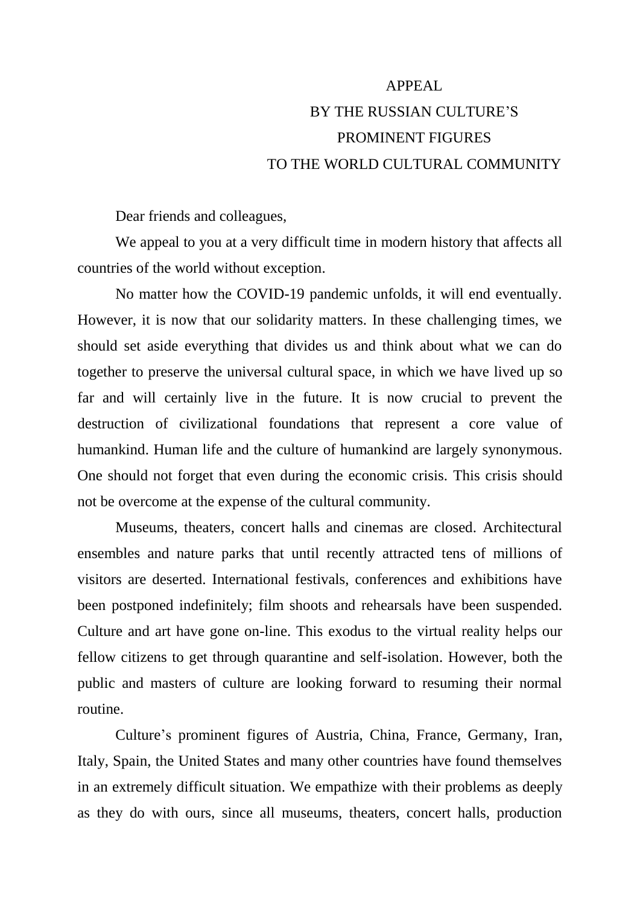# APPEAL
# BY THE RUSSIAN CULTURE'S
# PROMINENT FIGURES
# TO THE WORLD CULTURAL COMMUNITY

Dear friends and colleagues,

We appeal to you at a very difficult time in modern history that affects all countries of the world without exception.

No matter how the COVID-19 pandemic unfolds, it will end eventually. However, it is now that our solidarity matters. In these challenging times, we should set aside everything that divides us and think about what we can do together to preserve the universal cultural space, in which we have lived up so far and will certainly live in the future. It is now crucial to prevent the destruction of civilizational foundations that represent a core value of humankind. Human life and the culture of humankind are largely synonymous. One should not forget that even during the economic crisis. This crisis should not be overcome at the expense of the cultural community.

Museums, theaters, concert halls and cinemas are closed. Architectural ensembles and nature parks that until recently attracted tens of millions of visitors are deserted. International festivals, conferences and exhibitions have been postponed indefinitely; film shoots and rehearsals have been suspended. Culture and art have gone on-line. This exodus to the virtual reality helps our fellow citizens to get through quarantine and self-isolation. However, both the public and masters of culture are looking forward to resuming their normal routine.

Culture's prominent figures of Austria, China, France, Germany, Iran, Italy, Spain, the United States and many other countries have found themselves in an extremely difficult situation. We empathize with their problems as deeply as they do with ours, since all museums, theaters, concert halls, production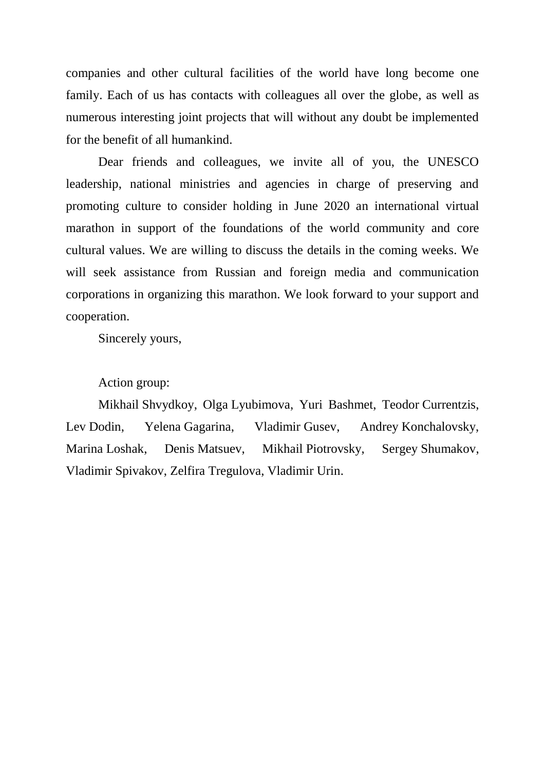companies and other cultural facilities of the world have long become one family. Each of us has contacts with colleagues all over the globe, as well as numerous interesting joint projects that will without any doubt be implemented for the benefit of all humankind.

Dear friends and colleagues, we invite all of you, the UNESCO leadership, national ministries and agencies in charge of preserving and promoting culture to consider holding in June 2020 an international virtual marathon in support of the foundations of the world community and core cultural values. We are willing to discuss the details in the coming weeks. We will seek assistance from Russian and foreign media and communication corporations in organizing this marathon. We look forward to your support and cooperation.

Sincerely yours,

Action group:

Mikhail Shvydkoy, Olga Lyubimova, Yuri Bashmet, Teodor Currentzis, Lev Dodin, Yelena Gagarina, Vladimir Gusev, Andrey Konchalovsky, Marina Loshak, Denis Matsuev, Mikhail Piotrovsky, Sergey Shumakov, Vladimir Spivakov, Zelfira Tregulova, Vladimir Urin.